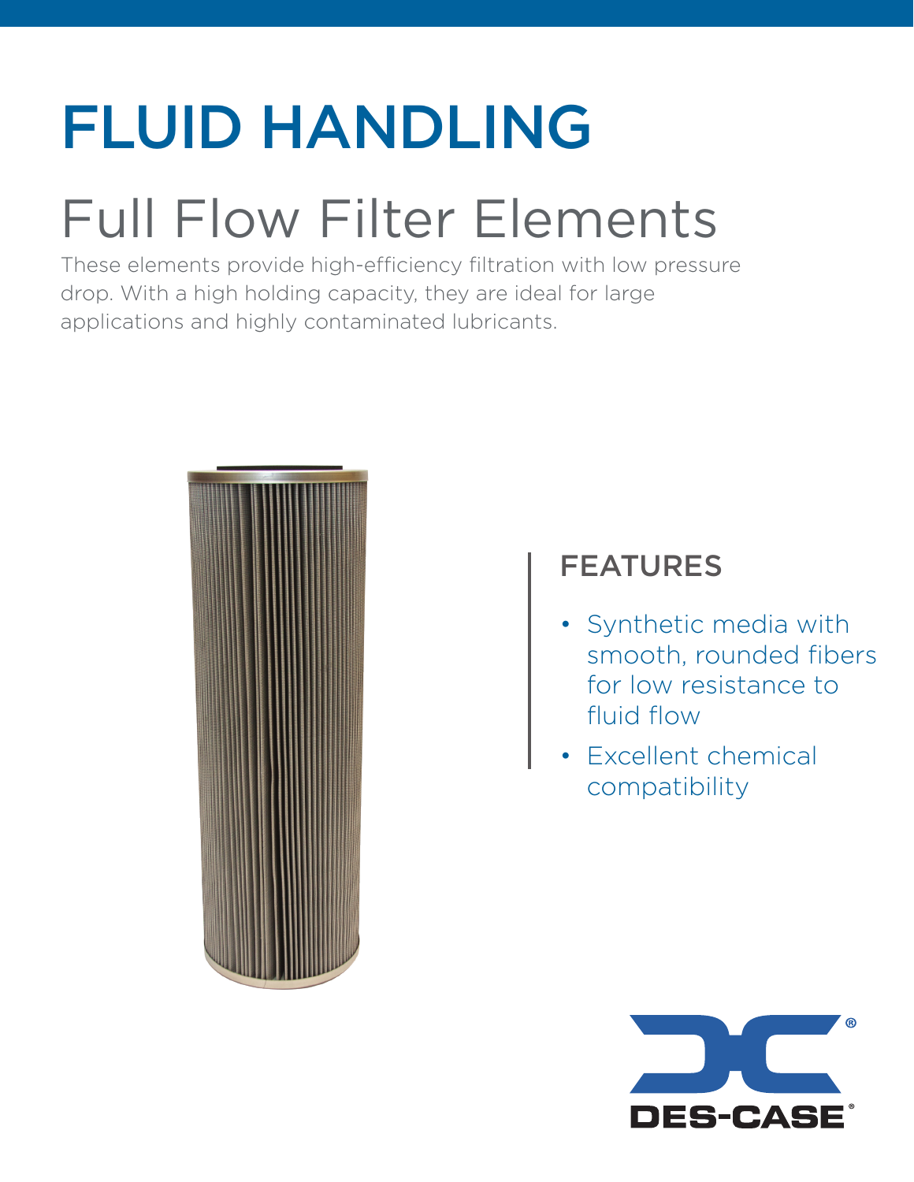# FLUID HANDLING

## Full Flow Filter Elements

These elements provide high-efficiency filtration with low pressure drop. With a high holding capacity, they are ideal for large applications and highly contaminated lubricants.

### FEATURES

- Synthetic media with smooth, rounded fibers for low resistance to fluid flow
- Excellent chemical compatibility

DES-CASE®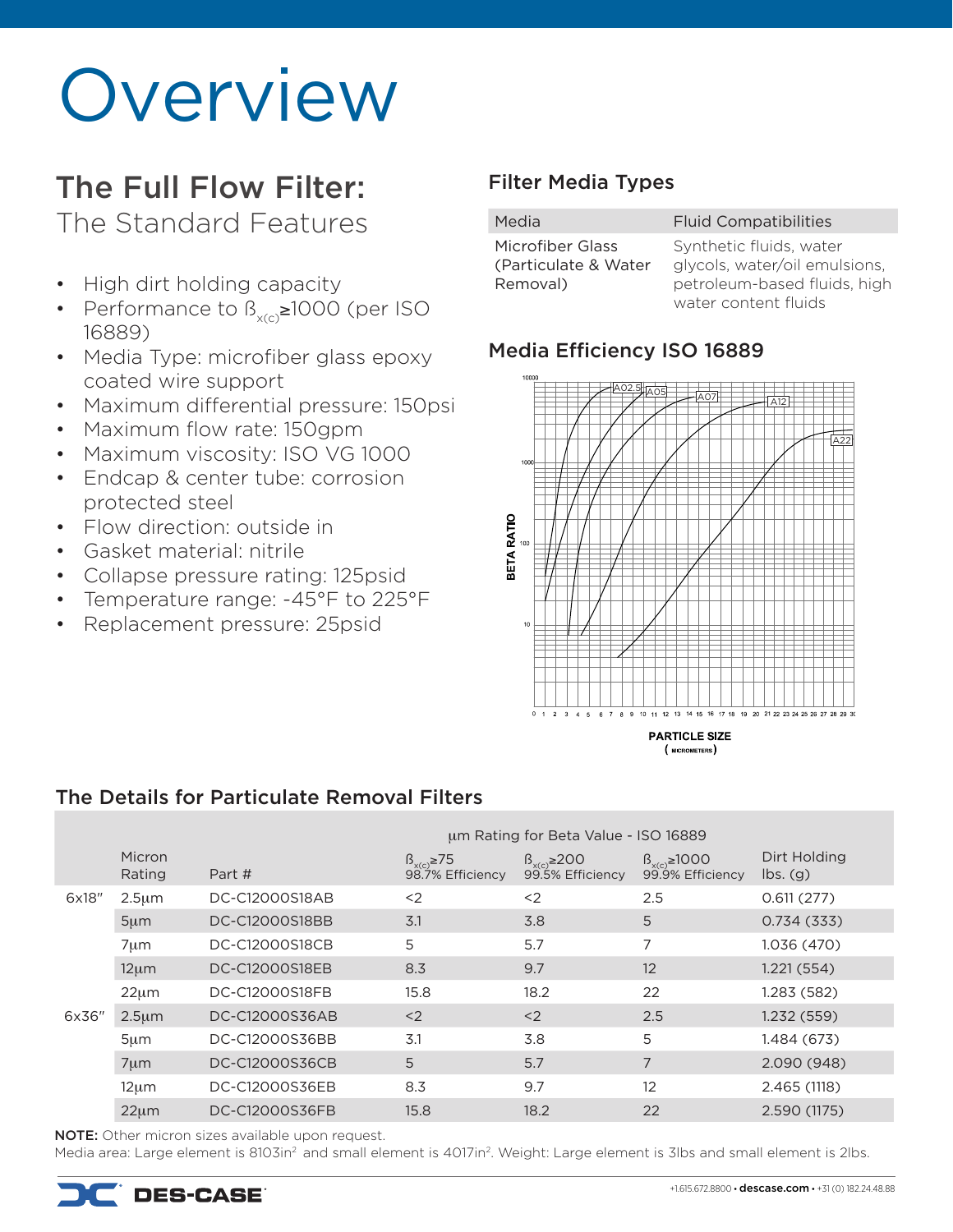# Overview

## The Full Flow Filter:

### The Standard Features

- High dirt holding capacity
- Performance to $\beta_{x(c)} \geq 1000$ (per ISO 16889)
- Media Type: microfiber glass epoxy coated wire support
- Maximum differential pressure: 150psi
- Maximum flow rate: 150gpm
- Maximum viscosity: ISO VG 1000
- Endcap & center tube: corrosion protected steel
- Flow direction: outside in
- Gasket material: nitrile
- Collapse pressure rating: 125psid
- Temperature range: -45°F to 225°F
- Replacement pressure: 25psid

## Filter Media Types

| Media | Fluid Compatibilities |
|---|---|
| Microfiber Glass (Particulate & Water Removal) | Synthetic fluids, water glycols, water/oil emulsions, petroleum-based fluids, high water content fluids |

## Media Efficiency ISO 16889

## The Details for Particulate Removal Filters

| | Micron Rating | Part # | µm Rating for Beta Value - ISO 16889 | | | Dirt Holding lbs. (g) |
|---|---|---|---|---|---|---|
| | | | $\beta_{x(c)} \geq 75$ 98.7% Efficiency | $\beta_{x(c)} \geq 200$ 99.5% Efficiency | $\beta_{x(c)} \geq 1000$ 99.9% Efficiency | |
| 6x18" | 2.5µm | DC-C12000S18AB | <2 | <2 | 2.5 | 0.611 (277) |
| | 5µm | DC-C12000S18BB | 3.1 | 3.8 | 5 | 0.734 (333) |
| | 7µm | DC-C12000S18CB | 5 | 5.7 | 7 | 1.036 (470) |
| | 12µm | DC-C12000S18EB | 8.3 | 9.7 | 12 | 1.221 (554) |
| | 22µm | DC-C12000S18FB | 15.8 | 18.2 | 22 | 1.283 (582) |
| 6x36" | 2.5µm | DC-C12000S36AB | <2 | <2 | 2.5 | 1.232 (559) |
| | 5µm | DC-C12000S36BB | 3.1 | 3.8 | 5 | 1.484 (673) |
| | 7µm | DC-C12000S36CB | 5 | 5.7 | 7 | 2.090 (948) |
| | 12µm | DC-C12000S36EB | 8.3 | 9.7 | 12 | 2.465 (1118) |
| | 22µm | DC-C12000S36FB | 15.8 | 18.2 | 22 | 2.590 (1175) |

**NOTE:** Other micron sizes available upon request.

Media area: Large element is 8103in² and small element is 4017in². Weight: Large element is 3lbs and small element is 2lbs.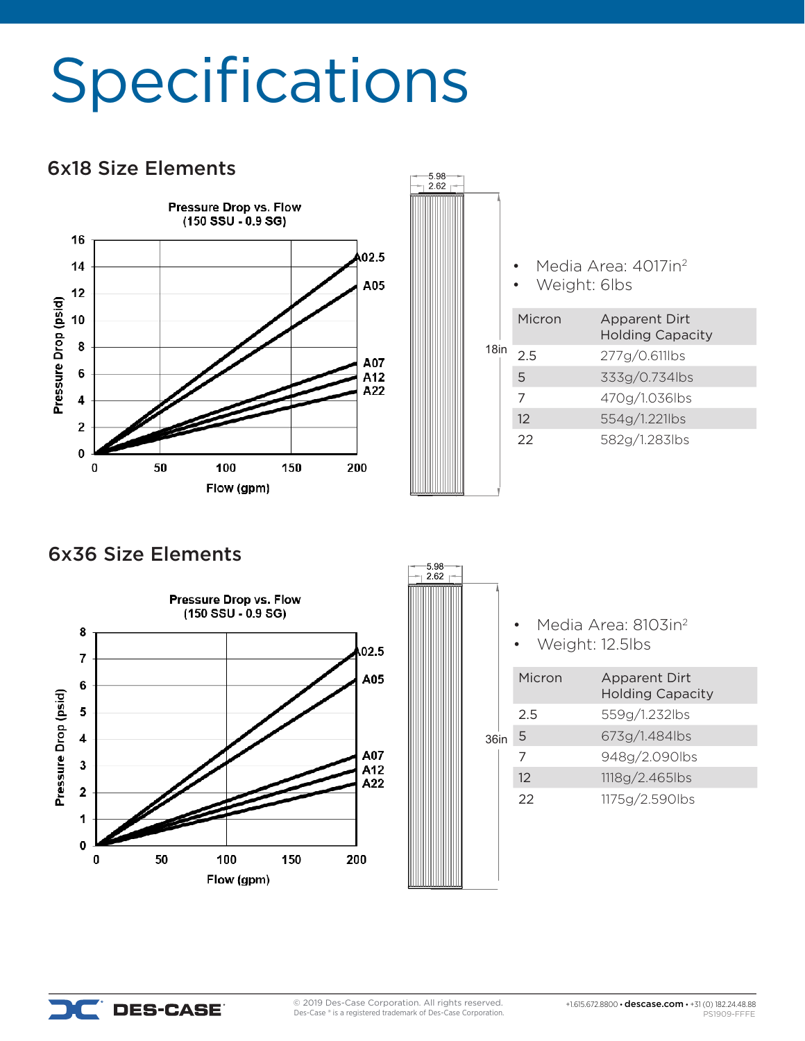# Specifications

## 6x18 Size Elements

Pressure Drop vs. Flow
(150 SSU - 0.9 SG)

Pressure Drop (psid)

16
14
12
10
8
6
4
2
0

0
50
100
150
200

Flow (gpm)

A02.5
A05
A07
A12
A22

5.98
2.62
18in

- Media Area: 4017in$^2$
- Weight: 6lbs

| Micron | Apparent Dirt Holding Capacity |
|---|---|
| 2.5 | 277g/0.611lbs |
| 5 | 333g/0.734lbs |
| 7 | 470g/1.036lbs |
| 12 | 554g/1.221lbs |
| 22 | 582g/1.283lbs |

## 6x36 Size Elements

Pressure Drop vs. Flow
(150 SSU - 0.9 SG)

Pressure Drop (psid)

8
7
6
5
4
3
2
1
0

0
50
100
150
200

Flow (gpm)

A02.5
A05
A07
A12
A22

5.98
2.62
36in

- Media Area: 8103in$^2$
- Weight: 12.5lbs

| Micron | Apparent Dirt Holding Capacity |
|---|---|
| 2.5 | 559g/1.232lbs |
| 5 | 673g/1.484lbs |
| 7 | 948g/2.090lbs |
| 12 | 1118g/2.465lbs |
| 22 | 1175g/2.590lbs |

DES-CASE

© 2019 Des-Case Corporation. All rights reserved.
Des-Case ® is a registered trademark of Des-Case Corporation.

+1.615.672.8800 • **descase.com** • +31 (0) 182.24.48.88
PS1909-FFFE